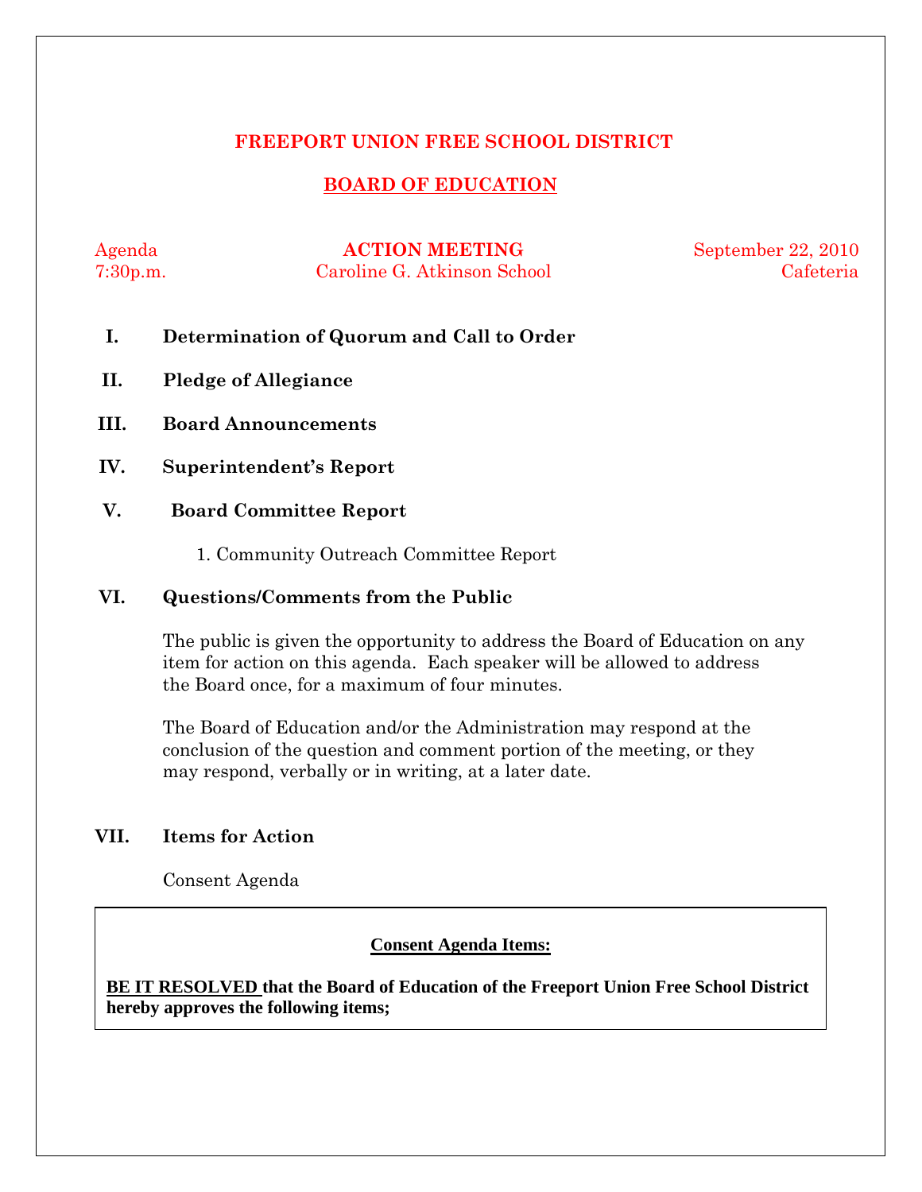# FREEPORT UNION FREE SCHOOL DISTRICT

## BOARD OF EDUCATION

Agenda — **ACTION MEETING** — September 22, 2010
7:30p.m. — Caroline G. Atkinson School — Cafeteria

**I. Determination of Quorum and Call to Order**

**II. Pledge of Allegiance**

**III. Board Announcements**

**IV. Superintendent's Report**

**V. Board Committee Report**

1. Community Outreach Committee Report

**VI. Questions/Comments from the Public**

The public is given the opportunity to address the Board of Education on any item for action on this agenda. Each speaker will be allowed to address the Board once, for a maximum of four minutes.

The Board of Education and/or the Administration may respond at the conclusion of the question and comment portion of the meeting, or they may respond, verbally or in writing, at a later date.

**VII. Items for Action**

Consent Agenda

**Consent Agenda Items:**

**BE IT RESOLVED that the Board of Education of the Freeport Union Free School District hereby approves the following items;**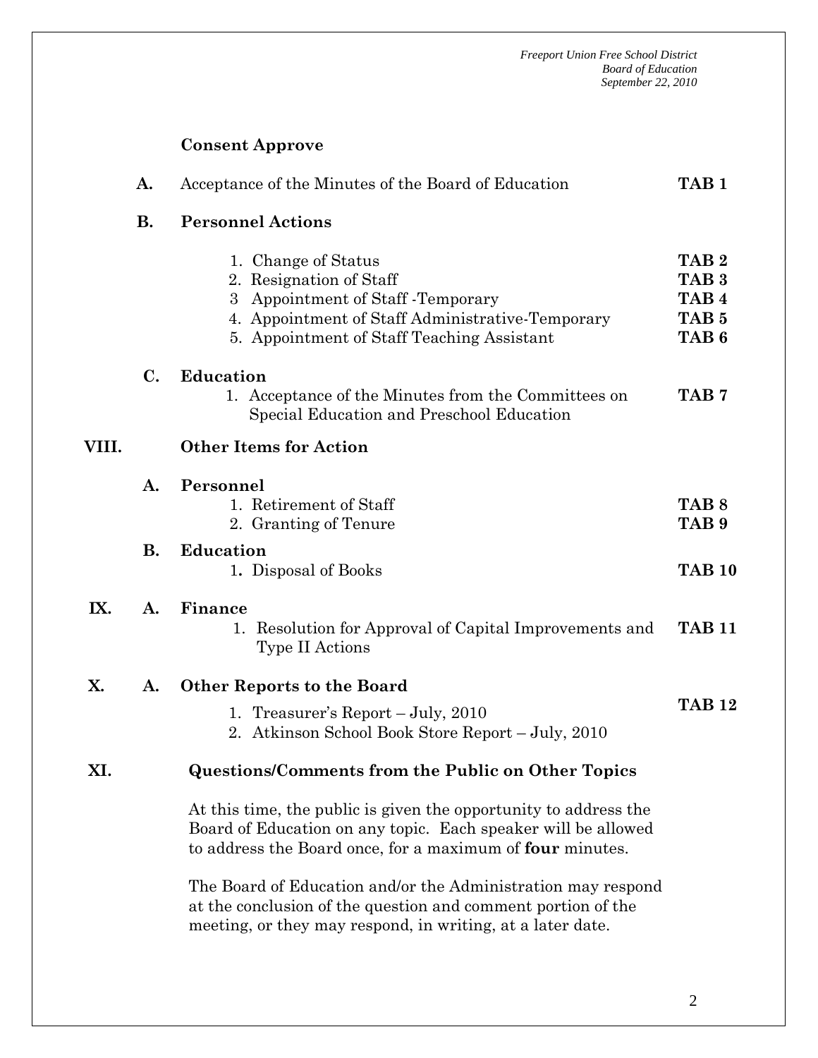**Consent Approve**

| | | |
|---|---|---|
| **A.** | Acceptance of the Minutes of the Board of Education | **TAB 1** |
| **B.** | **Personnel Actions** | |
| | 1. Change of Status | **TAB 2** |
| | 2. Resignation of Staff | **TAB 3** |
| | 3 Appointment of Staff -Temporary | **TAB 4** |
| | 4. Appointment of Staff Administrative-Temporary | **TAB 5** |
| | 5. Appointment of Staff Teaching Assistant | **TAB 6** |
| **C.** | **Education** | |
| | 1. Acceptance of the Minutes from the Committees on Special Education and Preschool Education | **TAB 7** |

**VIII. Other Items for Action**

| | | |
|---|---|---|
| **A.** | **Personnel** | |
| | 1. Retirement of Staff | **TAB 8** |
| | 2. Granting of Tenure | **TAB 9** |
| **B.** | **Education** | |
| | 1**.** Disposal of Books | **TAB 10** |

**IX. A. Finance**

| | |
|---|---|
| 1. Resolution for Approval of Capital Improvements and Type II Actions | **TAB 11** |

**X. A. Other Reports to the Board**

| | |
|---|---|
| 1. Treasurer's Report – July, 2010 | **TAB 12** |
| 2. Atkinson School Book Store Report – July, 2010 | |

**XI. Questions/Comments from the Public on Other Topics**

At this time, the public is given the opportunity to address the Board of Education on any topic. Each speaker will be allowed to address the Board once, for a maximum of **four** minutes.

The Board of Education and/or the Administration may respond at the conclusion of the question and comment portion of the meeting, or they may respond, in writing, at a later date.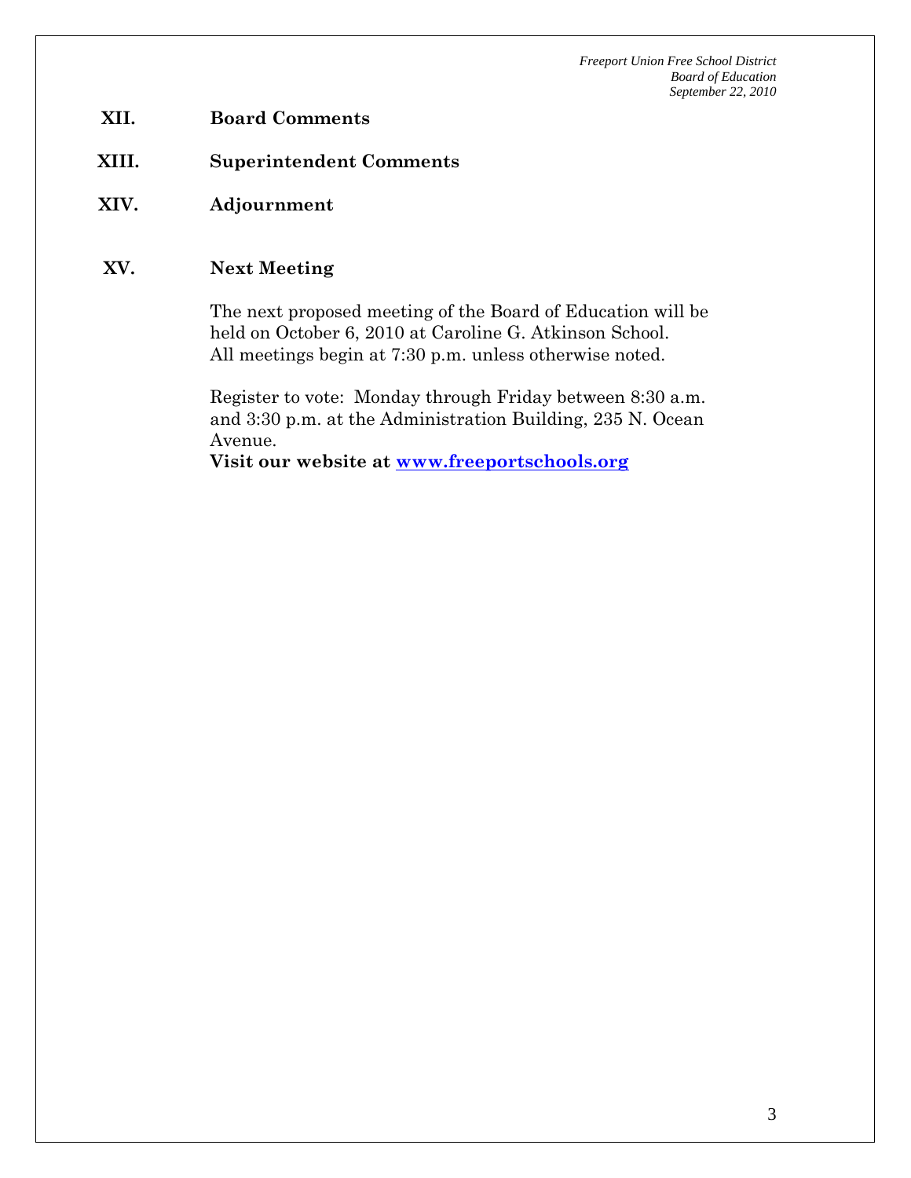**XII. Board Comments**

**XIII. Superintendent Comments**

**XIV. Adjournment**

**XV. Next Meeting**

The next proposed meeting of the Board of Education will be held on October 6, 2010 at Caroline G. Atkinson School. All meetings begin at 7:30 p.m. unless otherwise noted.

Register to vote: Monday through Friday between 8:30 a.m. and 3:30 p.m. at the Administration Building, 235 N. Ocean Avenue.

**Visit our website at [www.freeportschools.org](http://www.freeportschools.org)**